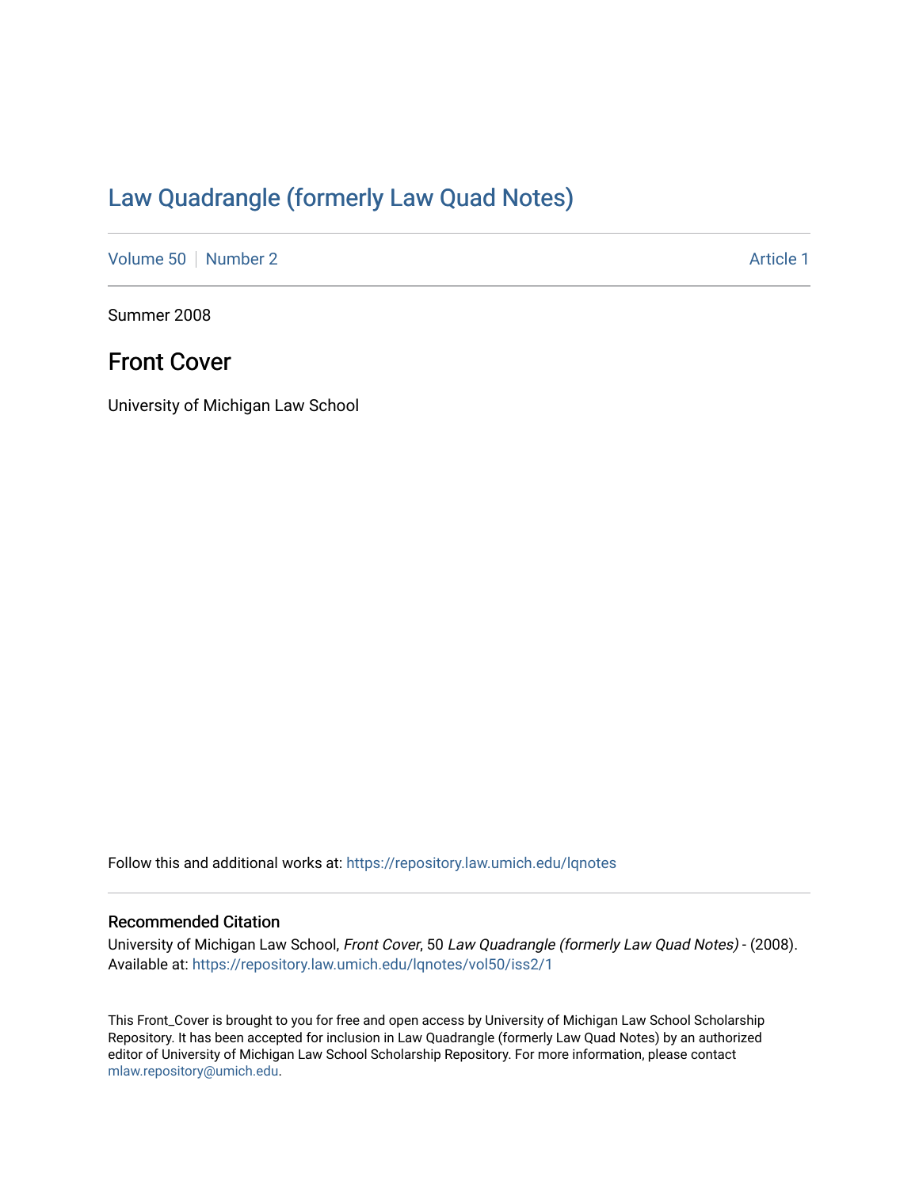# Law Quadrangle (formerly Law Quad Notes)

Volume 50 | Number 2 | Article 1

Summer 2008

## Front Cover

University of Michigan Law School

Follow this and additional works at: https://repository.law.umich.edu/lqnotes

### Recommended Citation

University of Michigan Law School, *Front Cover*, 50 *Law Quadrangle (formerly Law Quad Notes)* - (2008).
Available at: https://repository.law.umich.edu/lqnotes/vol50/iss2/1

This Front_Cover is brought to you for free and open access by University of Michigan Law School Scholarship Repository. It has been accepted for inclusion in Law Quadrangle (formerly Law Quad Notes) by an authorized editor of University of Michigan Law School Scholarship Repository. For more information, please contact mlaw.repository@umich.edu.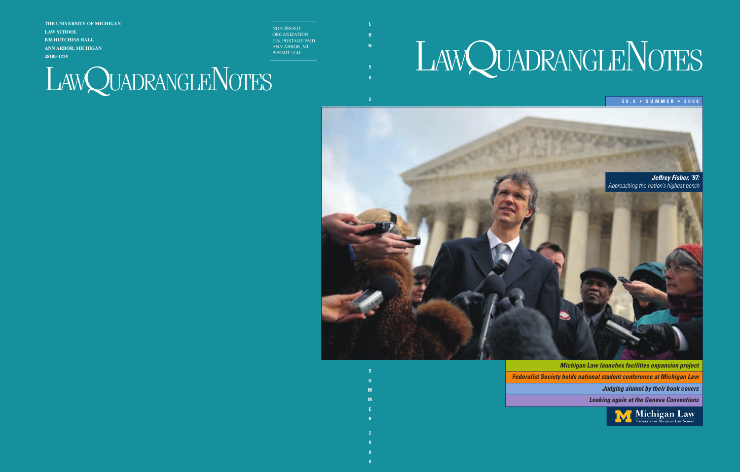THE UNIVERSITY OF MICHIGAN
LAW SCHOOL
B38 HUTCHINS HALL
ANN ARBOR, MICHIGAN
48109-1215

NON-PROFIT ORGANIZATION
U.S. POSTAGE PAID
ANN ARBOR, MI
PERMIT #144

# LAWQUADRANGLENOTES

LQN 50.2

SUMMER 2008

# LAWQUADRANGLENOTES

**50.2 • SUMMER • 2008**

***Jeffrey Fisher, '97:***
*Approaching the nation's highest bench*

***Michigan Law launches facilities expansion project***

***Federalist Society holds national student conference at Michigan Law***

***Judging alumni by their book covers***

***Looking again at the Geneva Conventions***

Michigan Law
University of Michigan Law School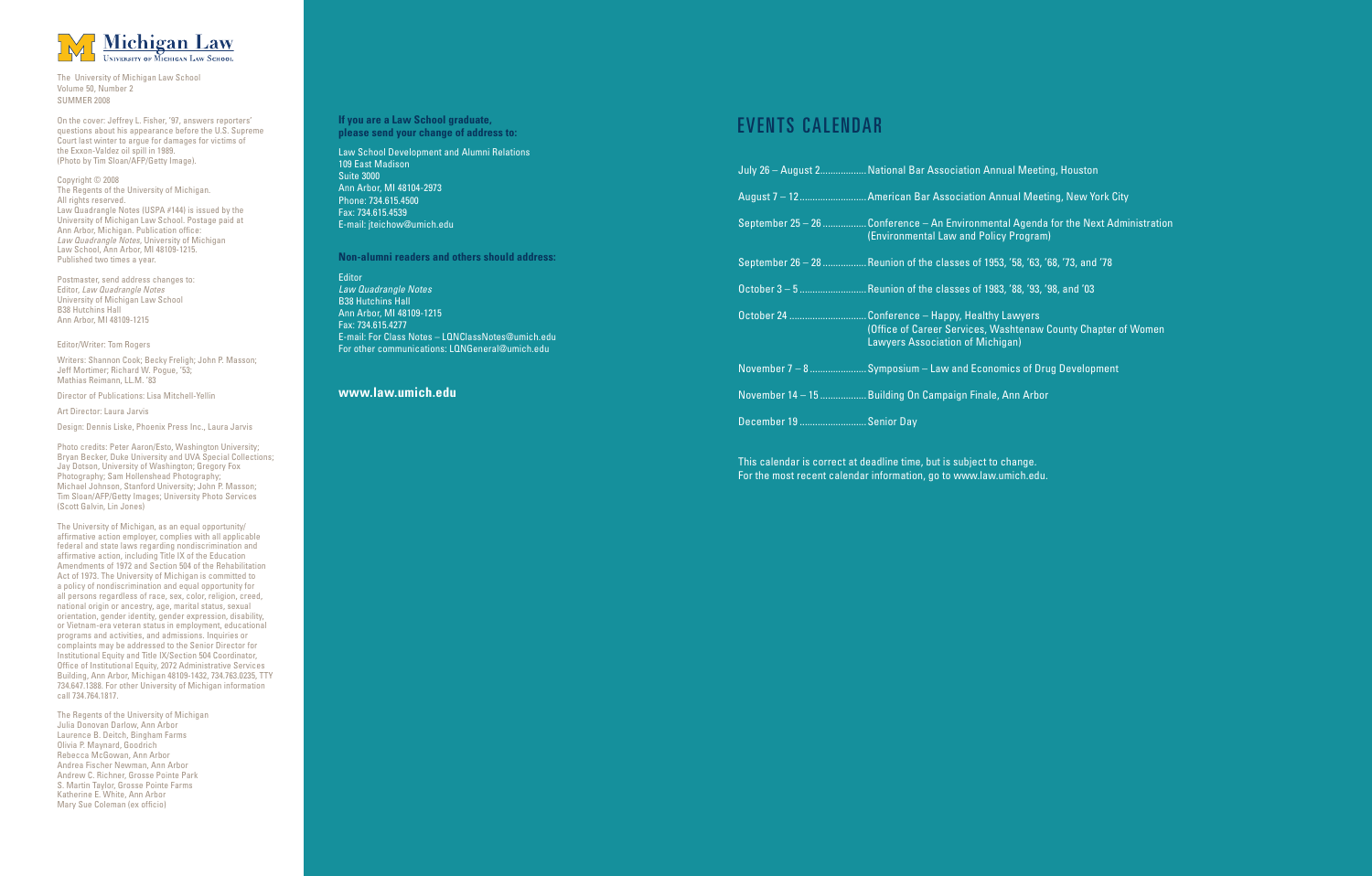# Michigan Law

UNIVERSITY OF MICHIGAN LAW SCHOOL

The University of Michigan Law School
Volume 50, Number 2
SUMMER 2008

On the cover: Jeffrey L. Fisher, '97, answers reporters' questions about his appearance before the U.S. Supreme Court last winter to argue for damages for victims of the Exxon-Valdez oil spill in 1989.
(Photo by Tim Sloan/AFP/Getty Image).

Copyright © 2008
The Regents of the University of Michigan.
All rights reserved.
Law Quadrangle Notes (USPA #144) is issued by the University of Michigan Law School. Postage paid at Ann Arbor, Michigan. Publication office: *Law Quadrangle Notes*, University of Michigan Law School, Ann Arbor, MI 48109-1215.
Published two times a year.

Postmaster, send address changes to:
Editor, *Law Quadrangle Notes*
University of Michigan Law School
B38 Hutchins Hall
Ann Arbor, MI 48109-1215

Editor/Writer: Tom Rogers

Writers: Shannon Cook; Becky Freligh; John P. Masson; Jeff Mortimer; Richard W. Pogue, '53; Mathias Reimann, LL.M. '83

Director of Publications: Lisa Mitchell-Yellin

Art Director: Laura Jarvis

Design: Dennis Liske, Phoenix Press Inc., Laura Jarvis

Photo credits: Peter Aaron/Esto, Washington University; Bryan Becker, Duke University and UVA Special Collections; Jay Dotson, University of Washington; Gregory Fox Photography; Sam Hollenshead Photography; Michael Johnson, Stanford University; John P. Masson; Tim Sloan/AFP/Getty Images; University Photo Services (Scott Galvin, Lin Jones)

The University of Michigan, as an equal opportunity/affirmative action employer, complies with all applicable federal and state laws regarding nondiscrimination and affirmative action, including Title IX of the Education Amendments of 1972 and Section 504 of the Rehabilitation Act of 1973. The University of Michigan is committed to a policy of nondiscrimination and equal opportunity for all persons regardless of race, sex, color, religion, creed, national origin or ancestry, age, marital status, sexual orientation, gender identity, gender expression, disability, or Vietnam-era veteran status in employment, educational programs and activities, and admissions. Inquiries or complaints may be addressed to the Senior Director for Institutional Equity and Title IX/Section 504 Coordinator, Office of Institutional Equity, 2072 Administrative Services Building, Ann Arbor, Michigan 48109-1432, 734.763.0235, TTY 734.647.1388. For other University of Michigan information call 734.764.1817.

The Regents of the University of Michigan
Julia Donovan Darlow, Ann Arbor
Laurence B. Deitch, Bingham Farms
Olivia P. Maynard, Goodrich
Rebecca McGowan, Ann Arbor
Andrea Fischer Newman, Ann Arbor
Andrew C. Richner, Grosse Pointe Park
S. Martin Taylor, Grosse Pointe Farms
Katherine E. White, Ann Arbor
Mary Sue Coleman (ex officio)

**If you are a Law School graduate, please send your change of address to:**

Law School Development and Alumni Relations
109 East Madison
Suite 3000
Ann Arbor, MI 48104-2973
Phone: 734.615.4500
Fax: 734.615.4539
E-mail: jteichow@umich.edu

**Non-alumni readers and others should address:**

Editor
*Law Quadrangle Notes*
B38 Hutchins Hall
Ann Arbor, MI 48109-1215
Fax: 734.615.4277
E-mail: For Class Notes – LQNClassNotes@umich.edu
For other communications: LQNGeneral@umich.edu

**www.law.umich.edu**

# EVENTS CALENDAR

| | |
|---|---|
| July 26 – August 2 | National Bar Association Annual Meeting, Houston |
| August 7 – 12 | American Bar Association Annual Meeting, New York City |
| September 25 – 26 | Conference – An Environmental Agenda for the Next Administration (Environmental Law and Policy Program) |
| September 26 – 28 | Reunion of the classes of 1953, '58, '63, '68, '73, and '78 |
| October 3 – 5 | Reunion of the classes of 1983, '88, '93, '98, and '03 |
| October 24 | Conference – Happy, Healthy Lawyers (Office of Career Services, Washtenaw County Chapter of Women Lawyers Association of Michigan) |
| November 7 – 8 | Symposium – Law and Economics of Drug Development |
| November 14 – 15 | Building On Campaign Finale, Ann Arbor |
| December 19 | Senior Day |

This calendar is correct at deadline time, but is subject to change.
For the most recent calendar information, go to www.law.umich.edu.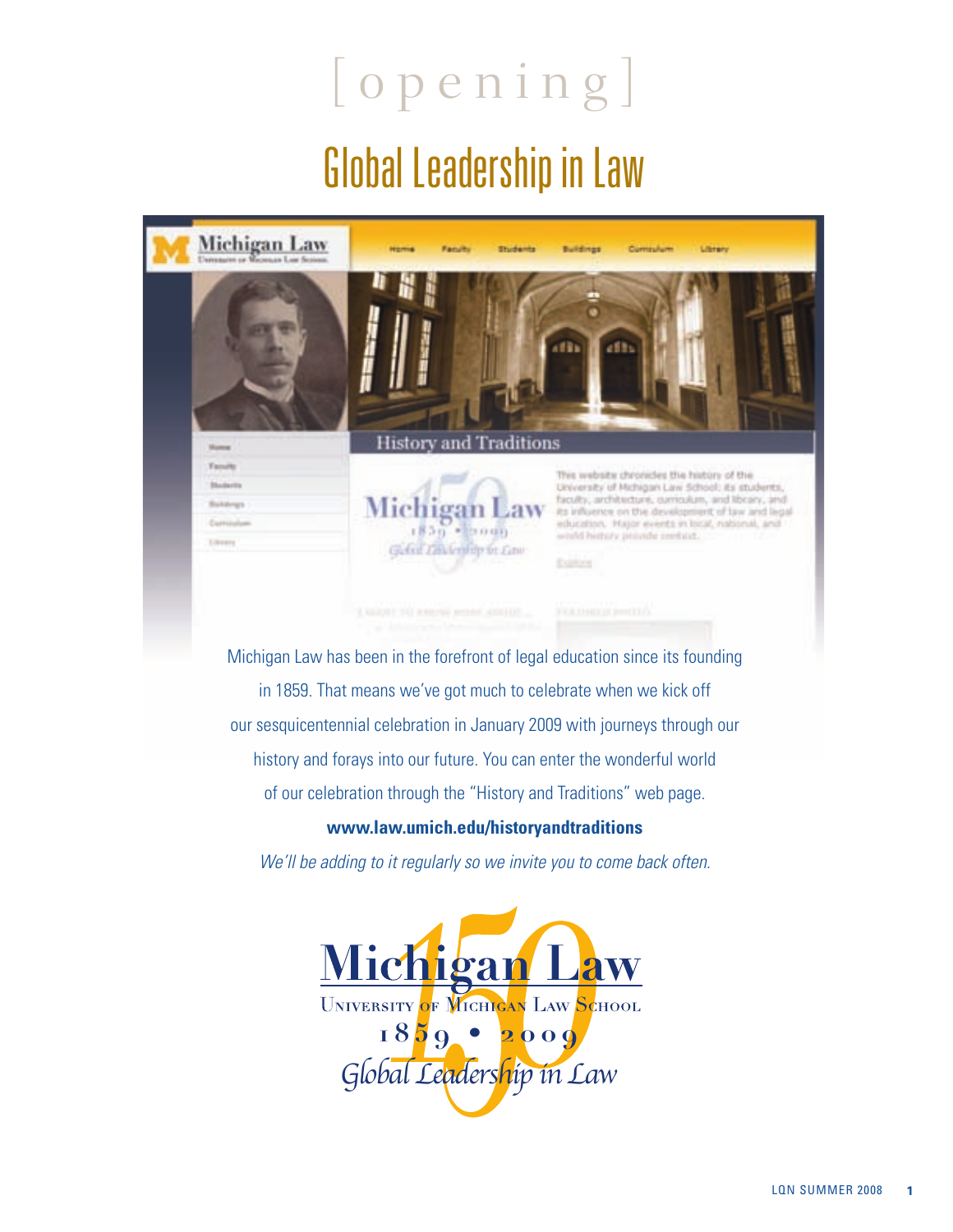# [opening]

## Global Leadership in Law

Michigan Law has been in the forefront of legal education since its founding in 1859. That means we've got much to celebrate when we kick off our sesquicentennial celebration in January 2009 with journeys through our history and forays into our future. You can enter the wonderful world of our celebration through the "History and Traditions" web page.

**www.law.umich.edu/historyandtraditions**

*We'll be adding to it regularly so we invite you to come back often.*

Michigan Law
University of Michigan Law School
1859 • 2009
*Global Leadership in Law*